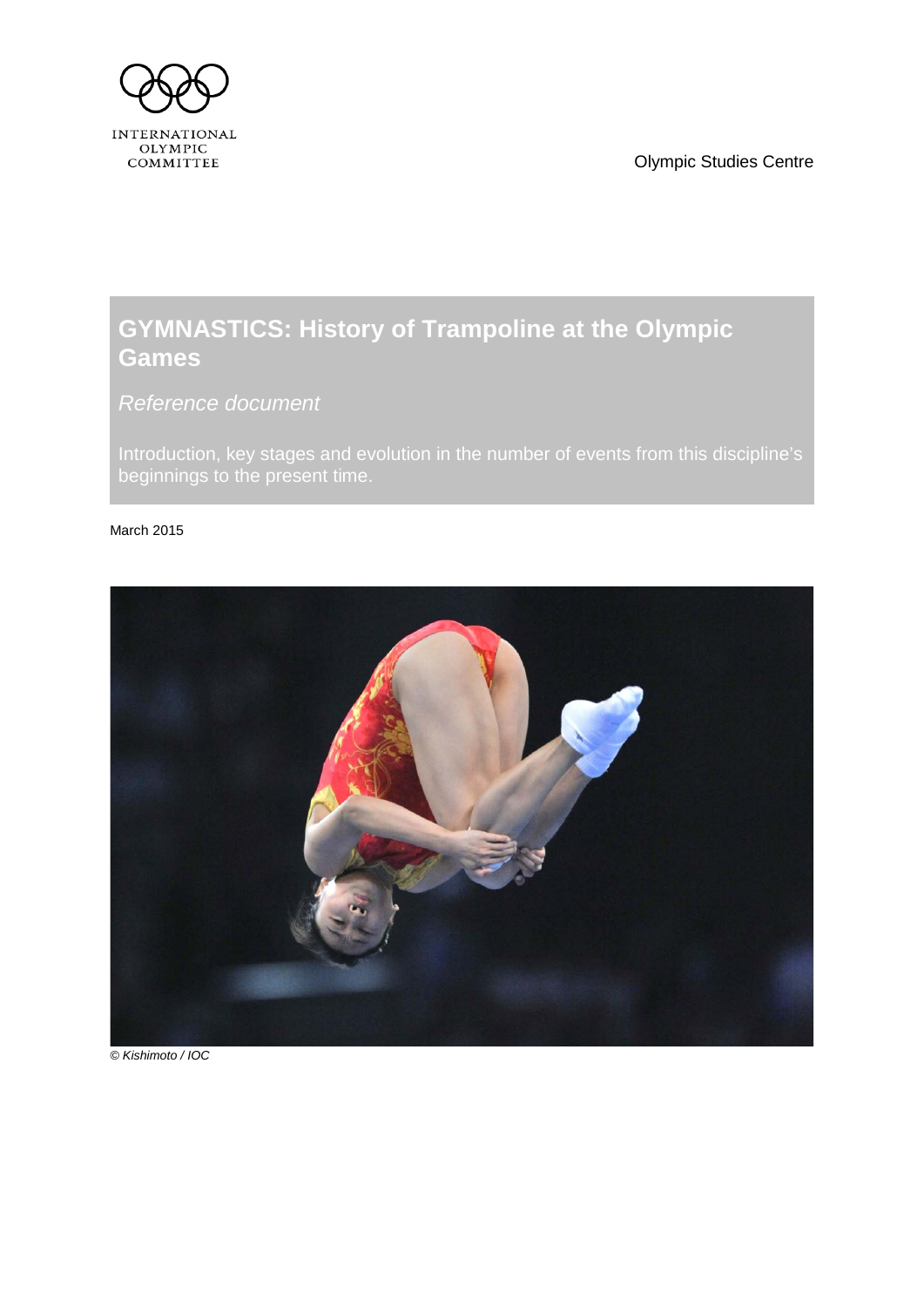INTERNATIONAL OLYMPIC COMMITTEE

Olympic Studies Centre

# GYMNASTICS: History of Trampoline at the Olympic Games

*Reference document*

Introduction, key stages and evolution in the number of events from this discipline's beginnings to the present time.

March 2015

*© Kishimoto / IOC*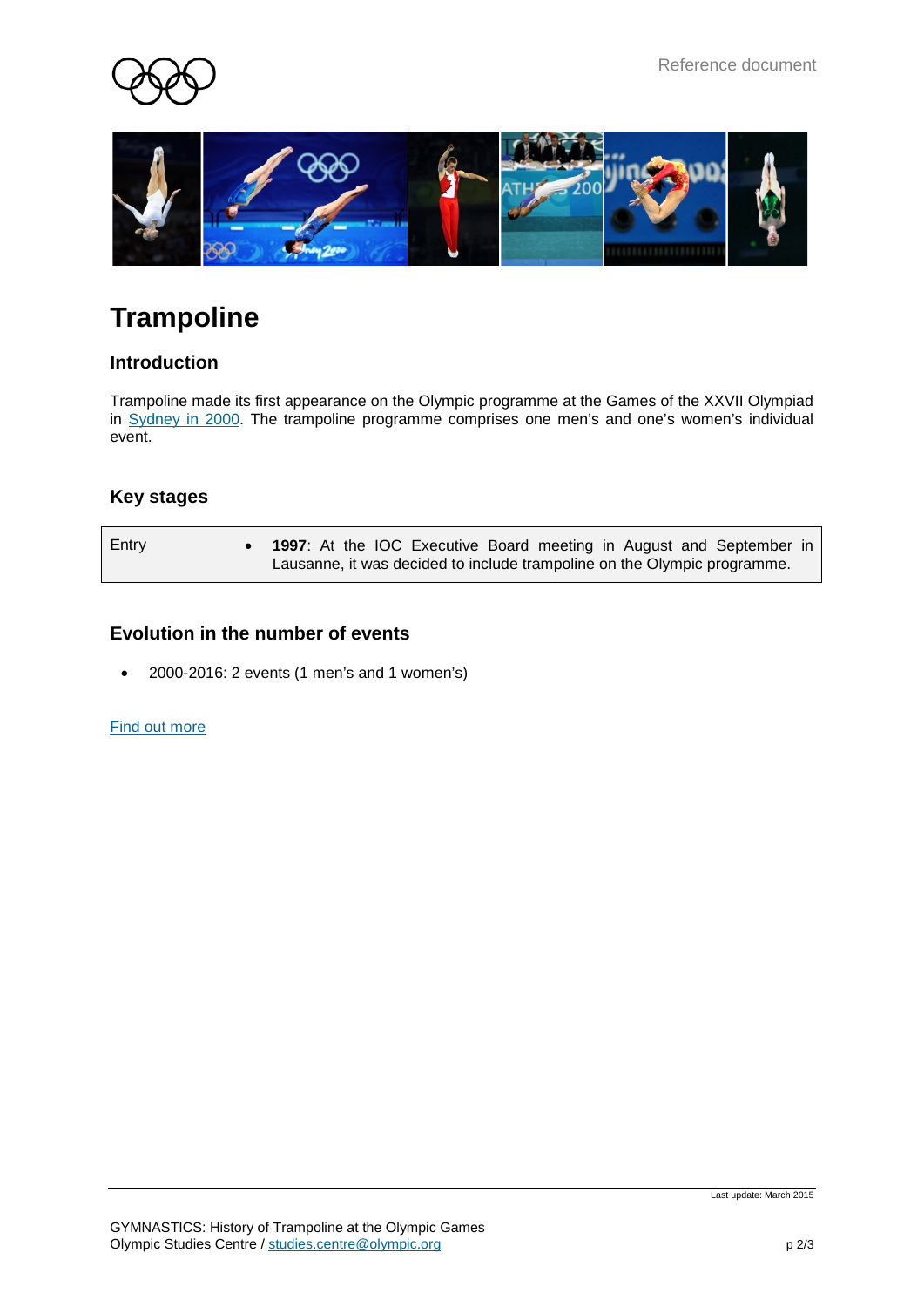# Trampoline

## Introduction

Trampoline made its first appearance on the Olympic programme at the Games of the XXVII Olympiad in Sydney in 2000. The trampoline programme comprises one men's and one's women's individual event.

## Key stages

| Entry | • **1997**: At the IOC Executive Board meeting in August and September in Lausanne, it was decided to include trampoline on the Olympic programme. |
|---|---|

## Evolution in the number of events

- 2000-2016: 2 events (1 men's and 1 women's)

Find out more

Last update: March 2015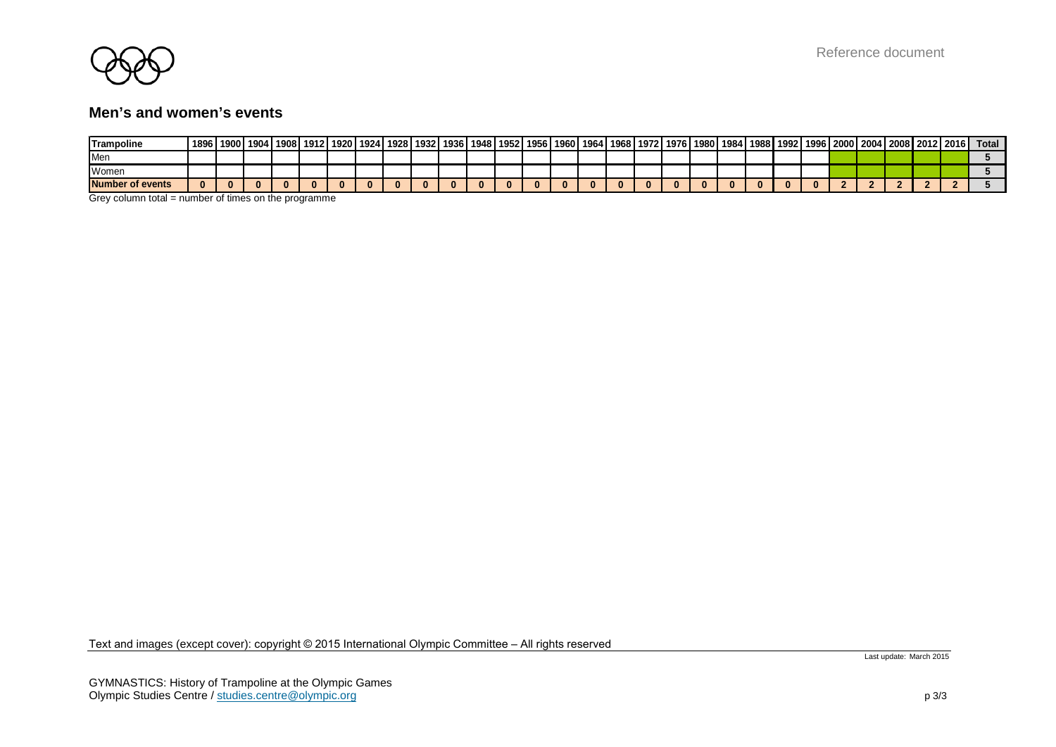## Men’s and women’s events

| Trampoline | 1896 | 1900 | 1904 | 1908 | 1912 | 1920 | 1924 | 1928 | 1932 | 1936 | 1948 | 1952 | 1956 | 1960 | 1964 | 1968 | 1972 | 1976 | 1980 | 1984 | 1988 | 1992 | 1996 | 2000 | 2004 | 2008 | 2012 | 2016 | Total |
|---|---|---|---|---|---|---|---|---|---|---|---|---|---|---|---|---|---|---|---|---|---|---|---|---|---|---|---|---|---|
| Men | | | | | | | | | | | | | | | | | | | | | | | | | | | | | 5 |
| Women | | | | | | | | | | | | | | | | | | | | | | | | | | | | | 5 |
| **Number of events** | **0** | **0** | **0** | **0** | **0** | **0** | **0** | **0** | **0** | **0** | **0** | **0** | **0** | **0** | **0** | **0** | **0** | **0** | **0** | **0** | **0** | **0** | **0** | **2** | **2** | **2** | **2** | **2** | **5** |

Grey column total = number of times on the programme